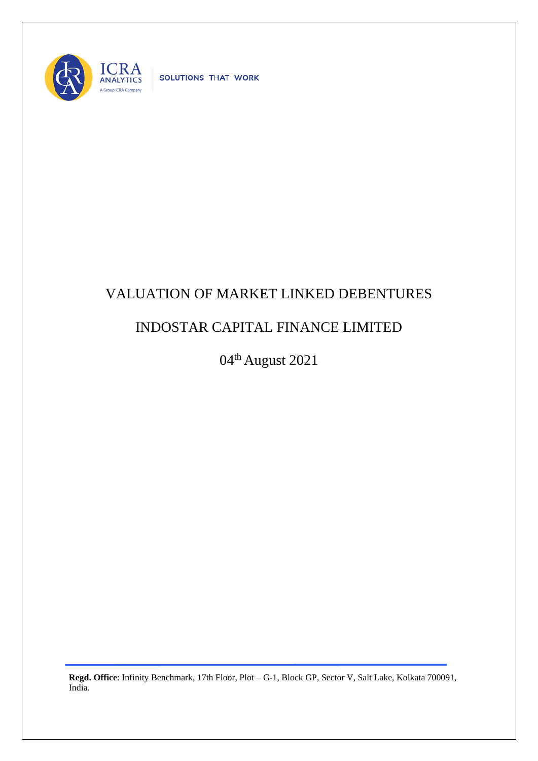ICRA ANALYTICS

A Group ICRA Company

SOLUTIONS THAT WORK

# VALUATION OF MARKET LINKED DEBENTURES

# INDOSTAR CAPITAL FINANCE LIMITED

04th August 2021

**Regd. Office**: Infinity Benchmark, 17th Floor, Plot – G-1, Block GP, Sector V, Salt Lake, Kolkata 700091, India.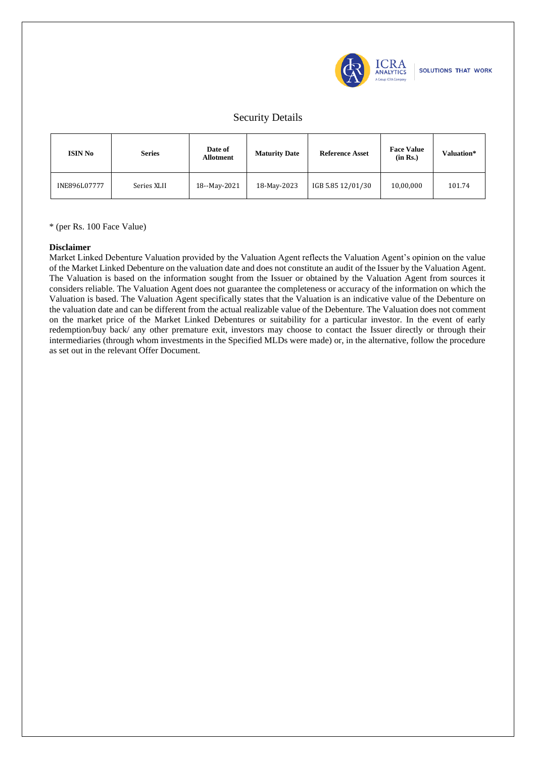## Security Details

| ISIN No | Series | Date of Allotment | Maturity Date | Reference Asset | Face Value (in Rs.) | Valuation* |
|---|---|---|---|---|---|---|
| INE896L07777 | Series XLII | 18--May-2021 | 18-May-2023 | IGB 5.85 12/01/30 | 10,00,000 | 101.74 |

* (per Rs. 100 Face Value)

**Disclaimer**

Market Linked Debenture Valuation provided by the Valuation Agent reflects the Valuation Agent's opinion on the value of the Market Linked Debenture on the valuation date and does not constitute an audit of the Issuer by the Valuation Agent. The Valuation is based on the information sought from the Issuer or obtained by the Valuation Agent from sources it considers reliable. The Valuation Agent does not guarantee the completeness or accuracy of the information on which the Valuation is based. The Valuation Agent specifically states that the Valuation is an indicative value of the Debenture on the valuation date and can be different from the actual realizable value of the Debenture. The Valuation does not comment on the market price of the Market Linked Debentures or suitability for a particular investor. In the event of early redemption/buy back/ any other premature exit, investors may choose to contact the Issuer directly or through their intermediaries (through whom investments in the Specified MLDs were made) or, in the alternative, follow the procedure as set out in the relevant Offer Document.